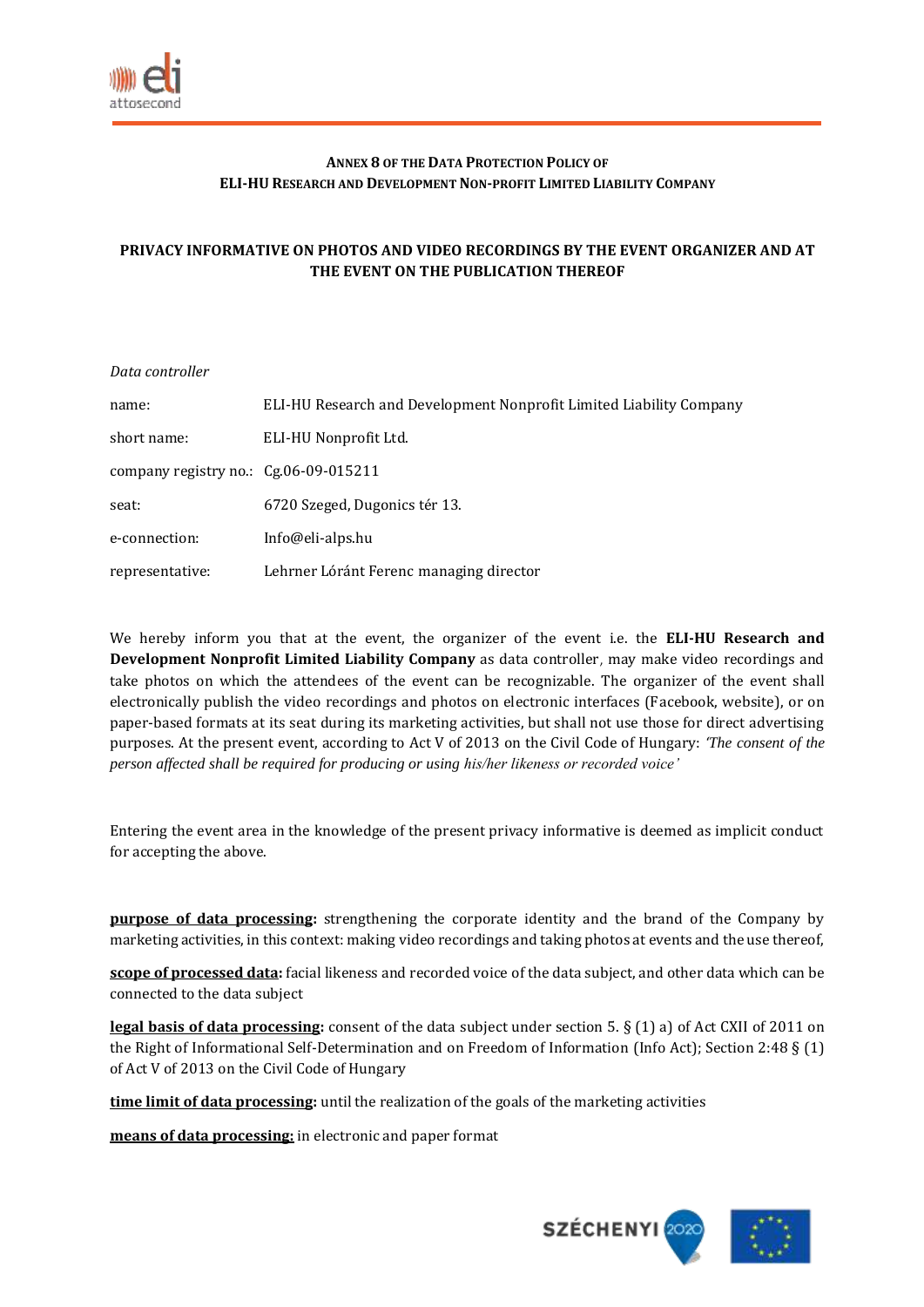**ANNEX 8 OF THE DATA PROTECTION POLICY OF**
**ELI-HU RESEARCH AND DEVELOPMENT NON-PROFIT LIMITED LIABILITY COMPANY**

# PRIVACY INFORMATIVE ON PHOTOS AND VIDEO RECORDINGS BY THE EVENT ORGANIZER AND AT THE EVENT ON THE PUBLICATION THEREOF

*Data controller*

| | |
|---|---|
| name: | ELI-HU Research and Development Nonprofit Limited Liability Company |
| short name: | ELI-HU Nonprofit Ltd. |
| company registry no.: | Cg.06-09-015211 |
| seat: | 6720 Szeged, Dugonics tér 13. |
| e-connection: | Info@eli-alps.hu |
| representative: | Lehrner Lóránt Ferenc managing director |

We hereby inform you that at the event, the organizer of the event i.e. the **ELI-HU Research and Development Nonprofit Limited Liability Company** as data controller, may make video recordings and take photos on which the attendees of the event can be recognizable. The organizer of the event shall electronically publish the video recordings and photos on electronic interfaces (Facebook, website), or on paper-based formats at its seat during its marketing activities, but shall not use those for direct advertising purposes. At the present event, according to Act V of 2013 on the Civil Code of Hungary: *'The consent of the person affected shall be required for producing or using his/her likeness or recorded voice'*

Entering the event area in the knowledge of the present privacy informative is deemed as implicit conduct for accepting the above.

**purpose of data processing:** strengthening the corporate identity and the brand of the Company by marketing activities, in this context: making video recordings and taking photos at events and the use thereof,

**scope of processed data:** facial likeness and recorded voice of the data subject, and other data which can be connected to the data subject

**legal basis of data processing:** consent of the data subject under section 5. § (1) a) of Act CXII of 2011 on the Right of Informational Self-Determination and on Freedom of Information (Info Act); Section 2:48 § (1) of Act V of 2013 on the Civil Code of Hungary

**time limit of data processing:** until the realization of the goals of the marketing activities

**means of data processing:** in electronic and paper format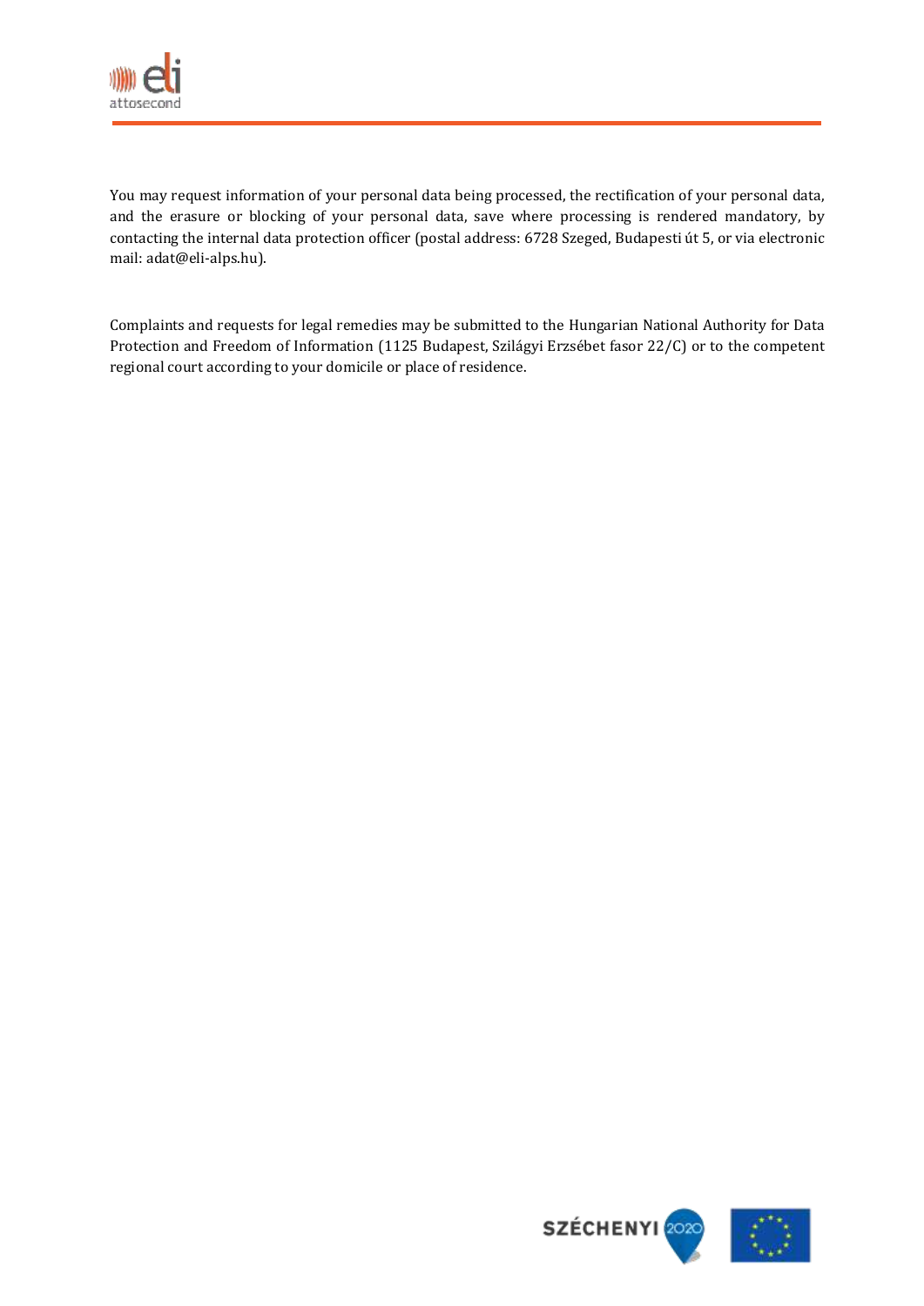You may request information of your personal data being processed, the rectification of your personal data, and the erasure or blocking of your personal data, save where processing is rendered mandatory, by contacting the internal data protection officer (postal address: 6728 Szeged, Budapesti út 5, or via electronic mail: adat@eli-alps.hu).

Complaints and requests for legal remedies may be submitted to the Hungarian National Authority for Data Protection and Freedom of Information (1125 Budapest, Szilágyi Erzsébet fasor 22/C) or to the competent regional court according to your domicile or place of residence.